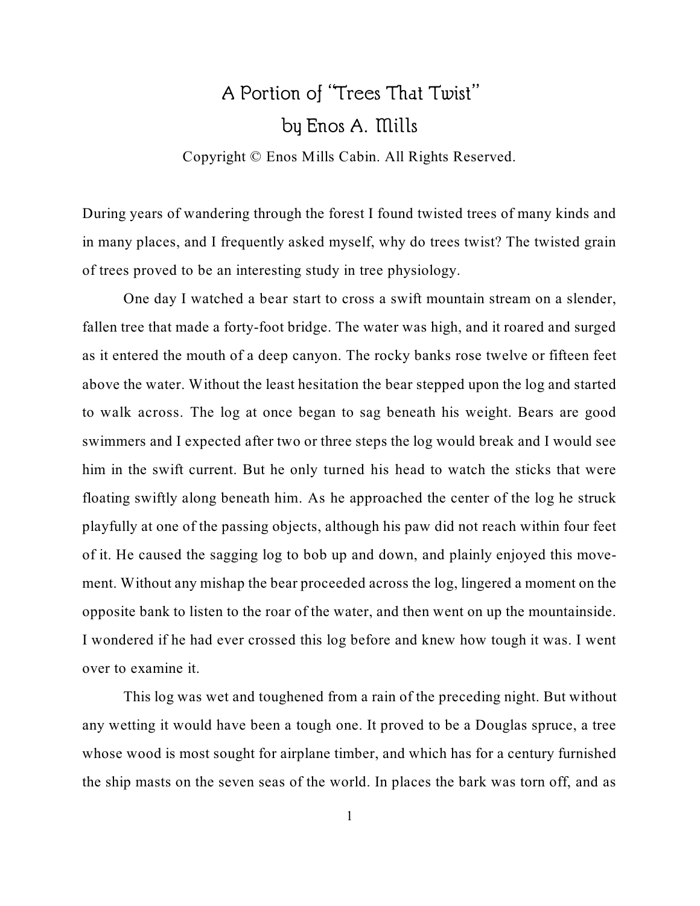# A Portion of "Trees That Twist"

## by Enos A. Mills

Copyright © Enos Mills Cabin. All Rights Reserved.

During years of wandering through the forest I found twisted trees of many kinds and in many places, and I frequently asked myself, why do trees twist? The twisted grain of trees proved to be an interesting study in tree physiology.

One day I watched a bear start to cross a swift mountain stream on a slender, fallen tree that made a forty-foot bridge. The water was high, and it roared and surged as it entered the mouth of a deep canyon. The rocky banks rose twelve or fifteen feet above the water. Without the least hesitation the bear stepped upon the log and started to walk across. The log at once began to sag beneath his weight. Bears are good swimmers and I expected after two or three steps the log would break and I would see him in the swift current. But he only turned his head to watch the sticks that were floating swiftly along beneath him. As he approached the center of the log he struck playfully at one of the passing objects, although his paw did not reach within four feet of it. He caused the sagging log to bob up and down, and plainly enjoyed this movement. Without any mishap the bear proceeded across the log, lingered a moment on the opposite bank to listen to the roar of the water, and then went on up the mountainside. I wondered if he had ever crossed this log before and knew how tough it was. I went over to examine it.

This log was wet and toughened from a rain of the preceding night. But without any wetting it would have been a tough one. It proved to be a Douglas spruce, a tree whose wood is most sought for airplane timber, and which has for a century furnished the ship masts on the seven seas of the world. In places the bark was torn off, and as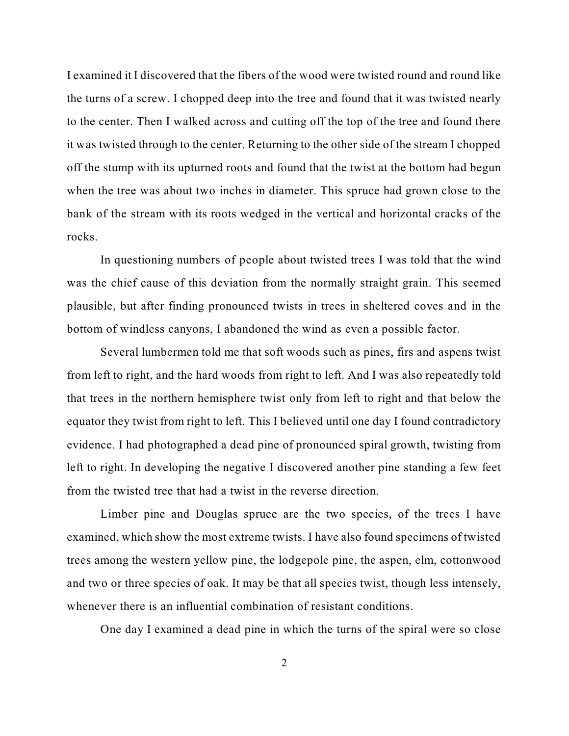I examined it I discovered that the fibers of the wood were twisted round and round like the turns of a screw. I chopped deep into the tree and found that it was twisted nearly to the center. Then I walked across and cutting off the top of the tree and found there it was twisted through to the center. Returning to the other side of the stream I chopped off the stump with its upturned roots and found that the twist at the bottom had begun when the tree was about two inches in diameter. This spruce had grown close to the bank of the stream with its roots wedged in the vertical and horizontal cracks of the rocks.

In questioning numbers of people about twisted trees I was told that the wind was the chief cause of this deviation from the normally straight grain. This seemed plausible, but after finding pronounced twists in trees in sheltered coves and in the bottom of windless canyons, I abandoned the wind as even a possible factor.

Several lumbermen told me that soft woods such as pines, firs and aspens twist from left to right, and the hard woods from right to left. And I was also repeatedly told that trees in the northern hemisphere twist only from left to right and that below the equator they twist from right to left. This I believed until one day I found contradictory evidence. I had photographed a dead pine of pronounced spiral growth, twisting from left to right. In developing the negative I discovered another pine standing a few feet from the twisted tree that had a twist in the reverse direction.

Limber pine and Douglas spruce are the two species, of the trees I have examined, which show the most extreme twists. I have also found specimens of twisted trees among the western yellow pine, the lodgepole pine, the aspen, elm, cottonwood and two or three species of oak. It may be that all species twist, though less intensely, whenever there is an influential combination of resistant conditions.

One day I examined a dead pine in which the turns of the spiral were so close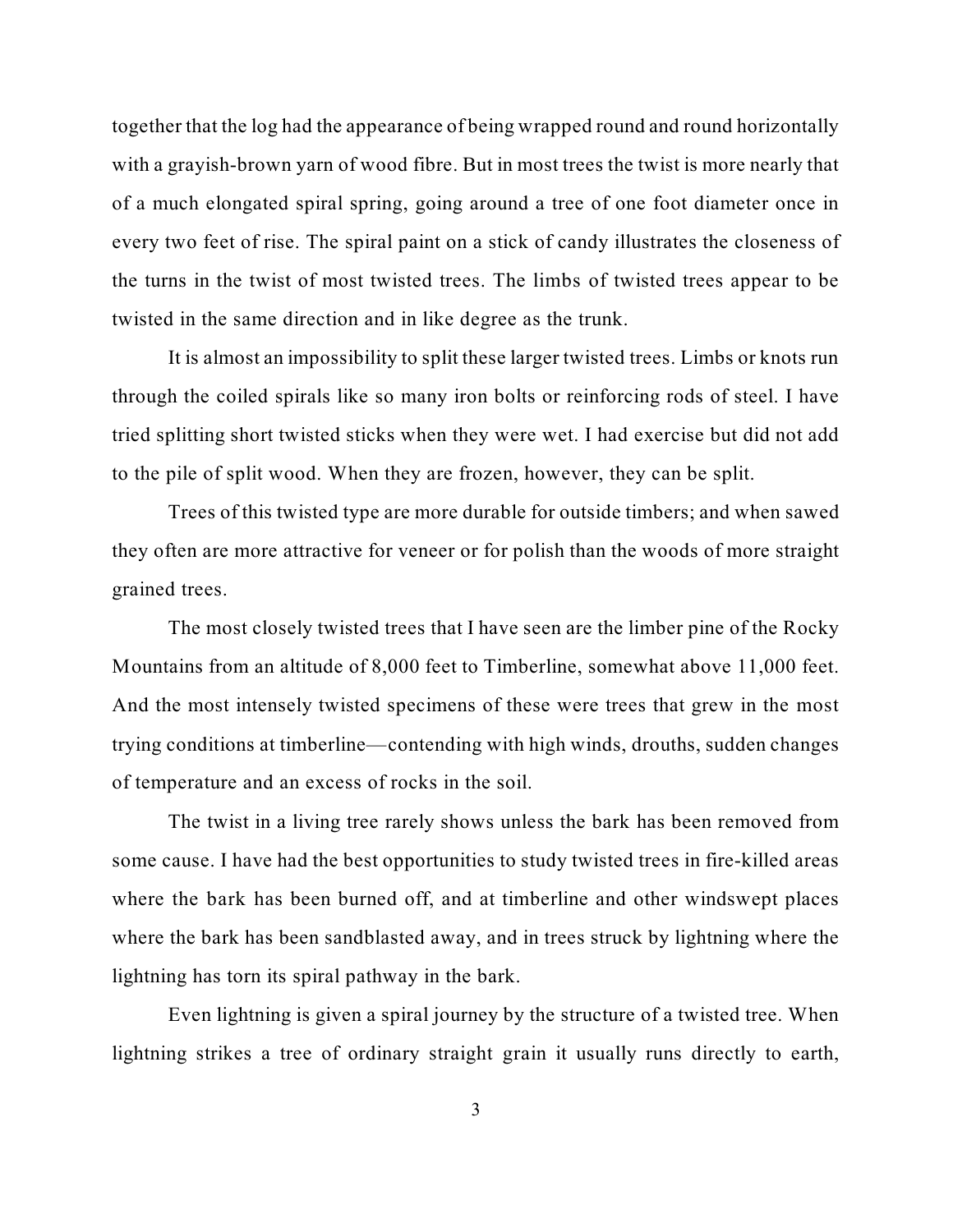together that the log had the appearance of being wrapped round and round horizontally with a grayish-brown yarn of wood fibre. But in most trees the twist is more nearly that of a much elongated spiral spring, going around a tree of one foot diameter once in every two feet of rise. The spiral paint on a stick of candy illustrates the closeness of the turns in the twist of most twisted trees. The limbs of twisted trees appear to be twisted in the same direction and in like degree as the trunk.

It is almost an impossibility to split these larger twisted trees. Limbs or knots run through the coiled spirals like so many iron bolts or reinforcing rods of steel. I have tried splitting short twisted sticks when they were wet. I had exercise but did not add to the pile of split wood. When they are frozen, however, they can be split.

Trees of this twisted type are more durable for outside timbers; and when sawed they often are more attractive for veneer or for polish than the woods of more straight grained trees.

The most closely twisted trees that I have seen are the limber pine of the Rocky Mountains from an altitude of 8,000 feet to Timberline, somewhat above 11,000 feet. And the most intensely twisted specimens of these were trees that grew in the most trying conditions at timberline—contending with high winds, drouths, sudden changes of temperature and an excess of rocks in the soil.

The twist in a living tree rarely shows unless the bark has been removed from some cause. I have had the best opportunities to study twisted trees in fire-killed areas where the bark has been burned off, and at timberline and other windswept places where the bark has been sandblasted away, and in trees struck by lightning where the lightning has torn its spiral pathway in the bark.

Even lightning is given a spiral journey by the structure of a twisted tree. When lightning strikes a tree of ordinary straight grain it usually runs directly to earth,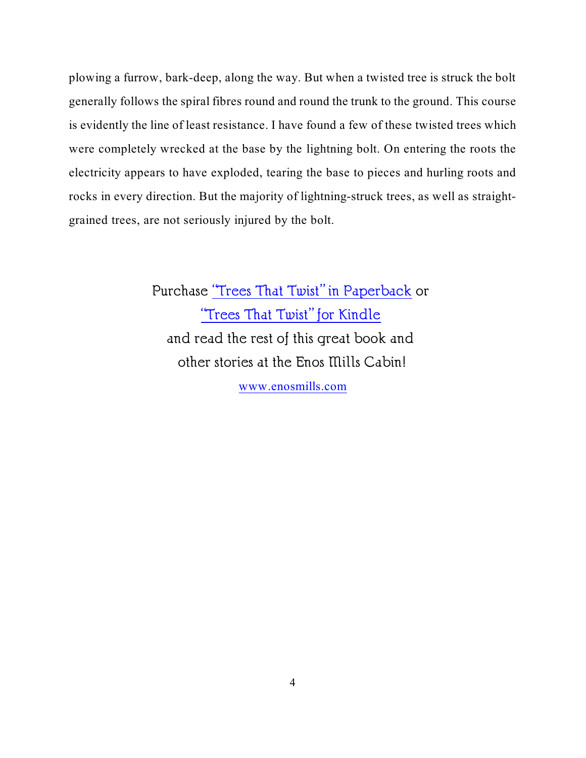plowing a furrow, bark-deep, along the way. But when a twisted tree is struck the bolt generally follows the spiral fibres round and round the trunk to the ground. This course is evidently the line of least resistance. I have found a few of these twisted trees which were completely wrecked at the base by the lightning bolt. On entering the roots the electricity appears to have exploded, tearing the base to pieces and hurling roots and rocks in every direction. But the majority of lightning-struck trees, as well as straight-grained trees, are not seriously injured by the bolt.

Purchase "Trees That Twist" in Paperback or
"Trees That Twist" for Kindle
and read the rest of this great book and
other stories at the Enos Mills Cabin!

www.enosmills.com